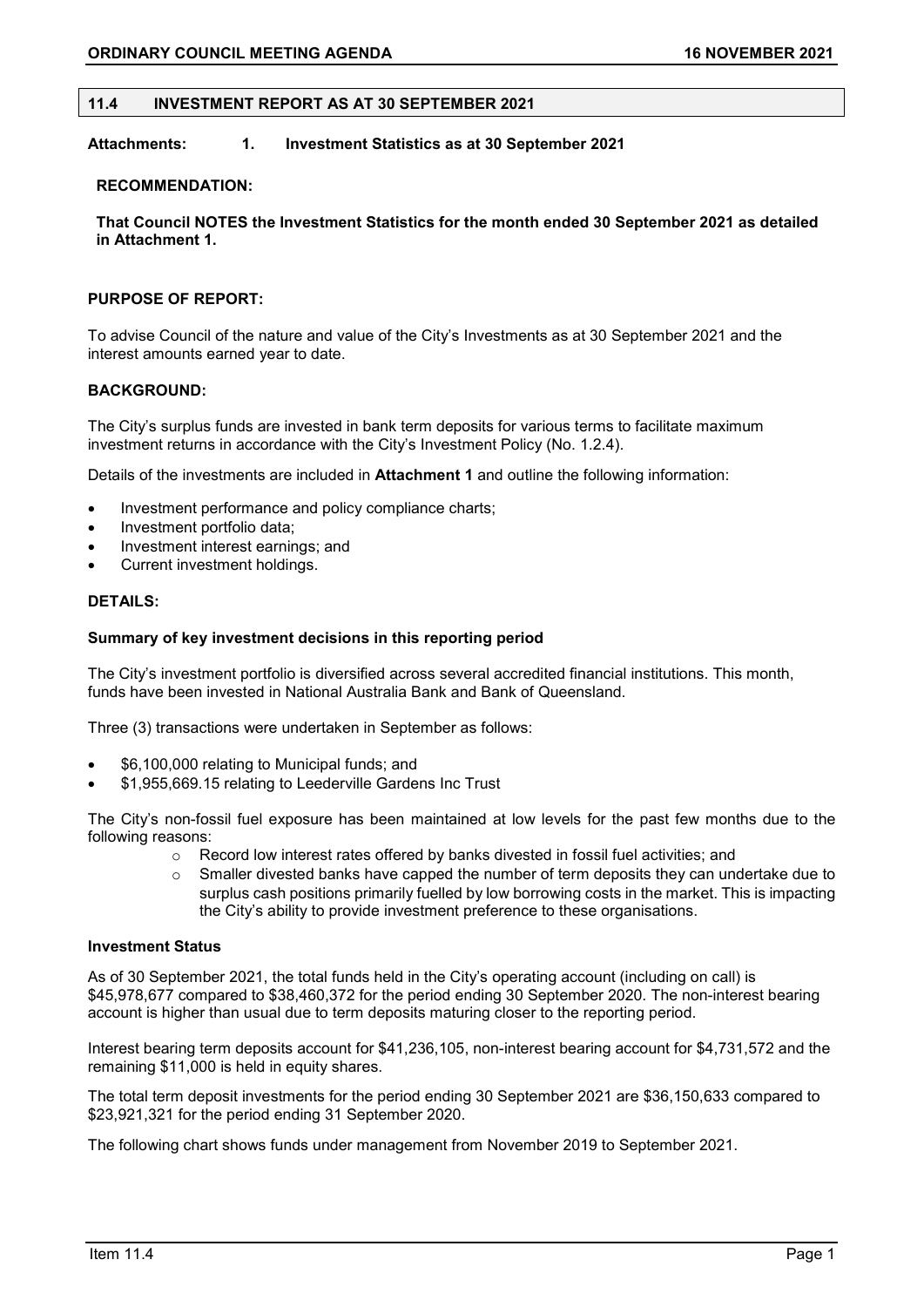## 11.4 INVESTMENT REPORT AS AT 30 SEPTEMBER 2021

**Attachments: 1. Investment Statistics as at 30 September 2021**

**RECOMMENDATION:**

**That Council NOTES the Investment Statistics for the month ended 30 September 2021 as detailed in Attachment 1.**

**PURPOSE OF REPORT:**

To advise Council of the nature and value of the City's Investments as at 30 September 2021 and the interest amounts earned year to date.

**BACKGROUND:**

The City's surplus funds are invested in bank term deposits for various terms to facilitate maximum investment returns in accordance with the City's Investment Policy (No. 1.2.4).

Details of the investments are included in **Attachment 1** and outline the following information:

- Investment performance and policy compliance charts;
- Investment portfolio data;
- Investment interest earnings; and
- Current investment holdings.

**DETAILS:**

**Summary of key investment decisions in this reporting period**

The City's investment portfolio is diversified across several accredited financial institutions. This month, funds have been invested in National Australia Bank and Bank of Queensland.

Three (3) transactions were undertaken in September as follows:

- $6,100,000 relating to Municipal funds; and
- $1,955,669.15 relating to Leederville Gardens Inc Trust

The City's non-fossil fuel exposure has been maintained at low levels for the past few months due to the following reasons:

- Record low interest rates offered by banks divested in fossil fuel activities; and
- Smaller divested banks have capped the number of term deposits they can undertake due to surplus cash positions primarily fuelled by low borrowing costs in the market. This is impacting the City's ability to provide investment preference to these organisations.

**Investment Status**

As of 30 September 2021, the total funds held in the City's operating account (including on call) is $45,978,677 compared to $38,460,372 for the period ending 30 September 2020. The non-interest bearing account is higher than usual due to term deposits maturing closer to the reporting period.

Interest bearing term deposits account for $41,236,105, non-interest bearing account for $4,731,572 and the remaining $11,000 is held in equity shares.

The total term deposit investments for the period ending 30 September 2021 are $36,150,633 compared to $23,921,321 for the period ending 31 September 2020.

The following chart shows funds under management from November 2019 to September 2021.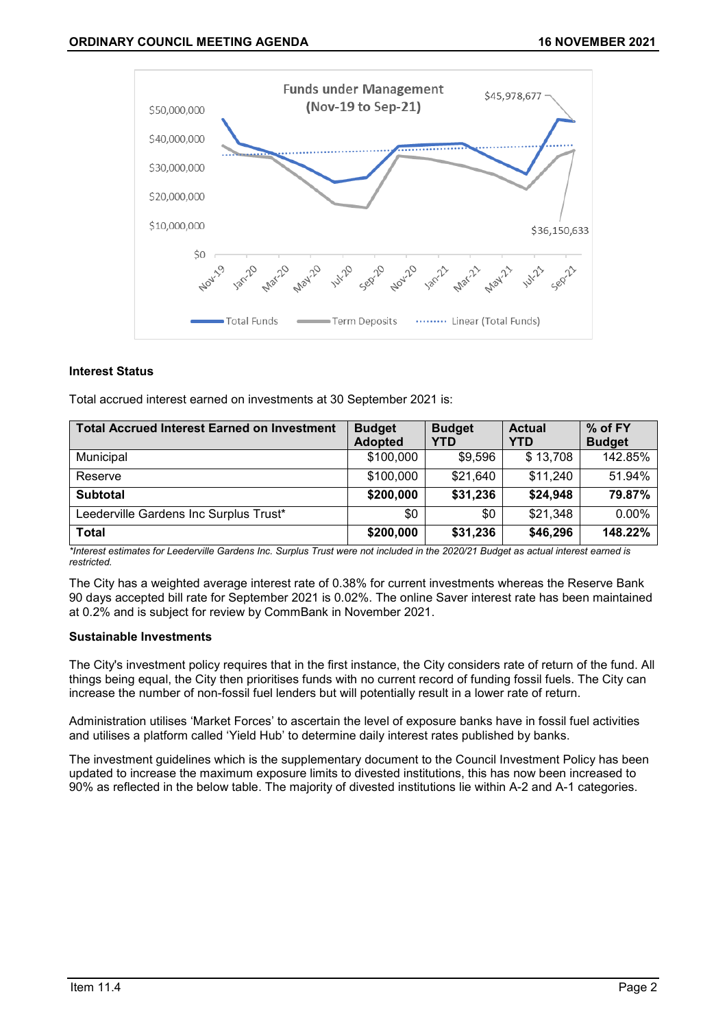**Interest Status**

Total accrued interest earned on investments at 30 September 2021 is:

| Total Accrued Interest Earned on Investment | Budget Adopted | Budget YTD | Actual YTD | % of FY Budget |
|---|---|---|---|---|
| Municipal | $100,000 | $9,596 | $ 13,708 | 142.85% |
| Reserve | $100,000 | $21,640 | $11,240 | 51.94% |
| **Subtotal** | **$200,000** | **$31,236** | **$24,948** | **79.87%** |
| Leederville Gardens Inc Surplus Trust* | $0 | $0 | $21,348 | 0.00% |
| **Total** | **$200,000** | **$31,236** | **$46,296** | **148.22%** |

*\*Interest estimates for Leederville Gardens Inc. Surplus Trust were not included in the 2020/21 Budget as actual interest earned is restricted.*

The City has a weighted average interest rate of 0.38% for current investments whereas the Reserve Bank 90 days accepted bill rate for September 2021 is 0.02%. The online Saver interest rate has been maintained at 0.2% and is subject for review by CommBank in November 2021.

**Sustainable Investments**

The City's investment policy requires that in the first instance, the City considers rate of return of the fund. All things being equal, the City then prioritises funds with no current record of funding fossil fuels. The City can increase the number of non-fossil fuel lenders but will potentially result in a lower rate of return.

Administration utilises 'Market Forces' to ascertain the level of exposure banks have in fossil fuel activities and utilises a platform called 'Yield Hub' to determine daily interest rates published by banks.

The investment guidelines which is the supplementary document to the Council Investment Policy has been updated to increase the maximum exposure limits to divested institutions, this has now been increased to 90% as reflected in the below table. The majority of divested institutions lie within A-2 and A-1 categories.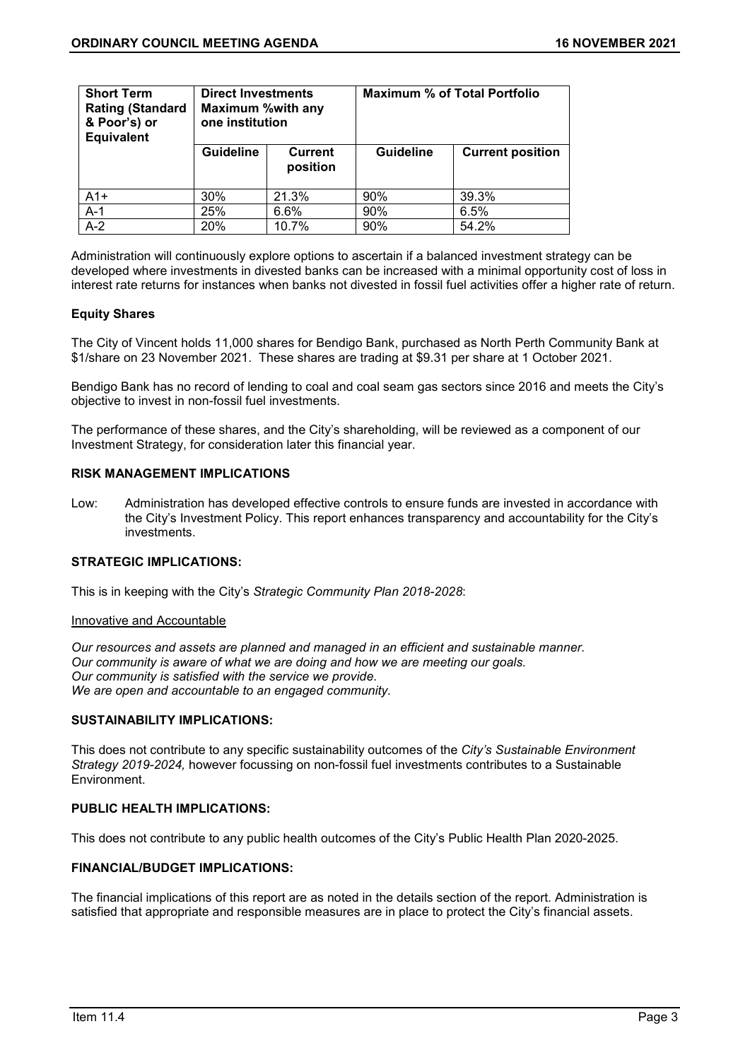| Short Term Rating (Standard & Poor's) or Equivalent | Direct Investments Maximum %with any one institution | | Maximum % of Total Portfolio | |
|---|---|---|---|---|
| | Guideline | Current position | Guideline | Current position |
| A1+ | 30% | 21.3% | 90% | 39.3% |
| A-1 | 25% | 6.6% | 90% | 6.5% |
| A-2 | 20% | 10.7% | 90% | 54.2% |

Administration will continuously explore options to ascertain if a balanced investment strategy can be developed where investments in divested banks can be increased with a minimal opportunity cost of loss in interest rate returns for instances when banks not divested in fossil fuel activities offer a higher rate of return.

**Equity Shares**

The City of Vincent holds 11,000 shares for Bendigo Bank, purchased as North Perth Community Bank at $1/share on 23 November 2021. These shares are trading at $9.31 per share at 1 October 2021.

Bendigo Bank has no record of lending to coal and coal seam gas sectors since 2016 and meets the City's objective to invest in non-fossil fuel investments.

The performance of these shares, and the City's shareholding, will be reviewed as a component of our Investment Strategy, for consideration later this financial year.

**RISK MANAGEMENT IMPLICATIONS**

Low: Administration has developed effective controls to ensure funds are invested in accordance with the City's Investment Policy. This report enhances transparency and accountability for the City's investments.

**STRATEGIC IMPLICATIONS:**

This is in keeping with the City's *Strategic Community Plan 2018-2028*:

Innovative and Accountable

*Our resources and assets are planned and managed in an efficient and sustainable manner.*
*Our community is aware of what we are doing and how we are meeting our goals.*
*Our community is satisfied with the service we provide.*
*We are open and accountable to an engaged community.*

**SUSTAINABILITY IMPLICATIONS:**

This does not contribute to any specific sustainability outcomes of the *City's Sustainable Environment Strategy 2019-2024,* however focussing on non-fossil fuel investments contributes to a Sustainable Environment.

**PUBLIC HEALTH IMPLICATIONS:**

This does not contribute to any public health outcomes of the City's Public Health Plan 2020-2025.

**FINANCIAL/BUDGET IMPLICATIONS:**

The financial implications of this report are as noted in the details section of the report. Administration is satisfied that appropriate and responsible measures are in place to protect the City's financial assets.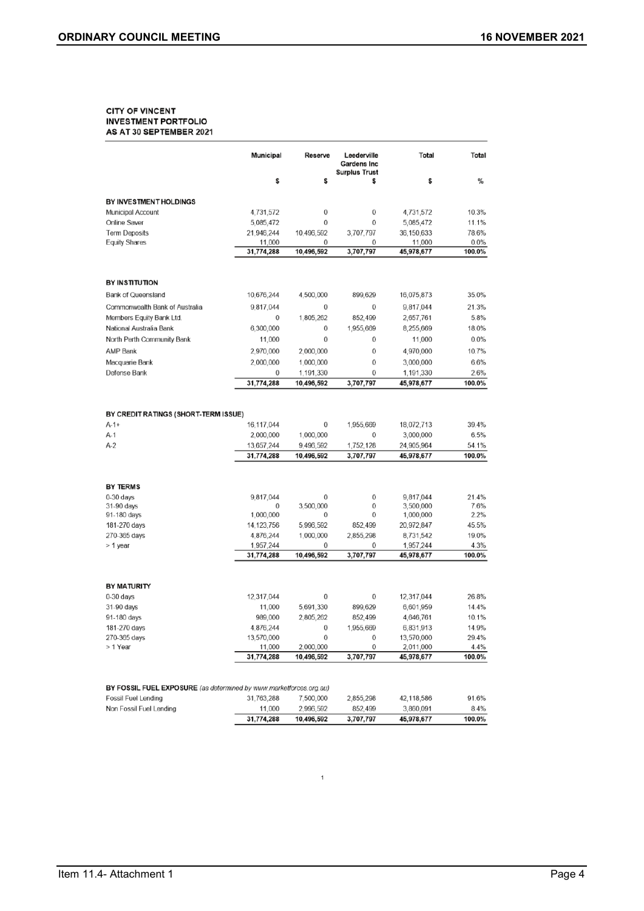**CITY OF VINCENT**
**INVESTMENT PORTFOLIO**
**AS AT 30 SEPTEMBER 2021**

| | Municipal | Reserve | Leederville Gardens Inc Surplus Trust | Total | Total |
|---|---|---|---|---|---|
| | $ | $ | $ | $ | % |
| **BY INVESTMENT HOLDINGS** | | | | | |
| Municipal Account | 4,731,572 | 0 | 0 | 4,731,572 | 10.3% |
| Online Saver | 5,085,472 | 0 | 0 | 5,085,472 | 11.1% |
| Term Deposits | 21,946,244 | 10,496,592 | 3,707,797 | 36,150,633 | 78.6% |
| Equity Shares | 11,000 | 0 | 0 | 11,000 | 0.0% |
| | **31,774,288** | **10,496,592** | **3,707,797** | **45,978,677** | **100.0%** |
| **BY INSTITUTION** | | | | | |
| Bank of Queensland | 10,676,244 | 4,500,000 | 899,629 | 16,075,873 | 35.0% |
| Commonwealth Bank of Australia | 9,817,044 | 0 | 0 | 9,817,044 | 21.3% |
| Members Equity Bank Ltd. | 0 | 1,805,262 | 852,499 | 2,657,761 | 5.8% |
| National Australia Bank | 6,300,000 | 0 | 1,955,669 | 8,255,669 | 18.0% |
| North Perth Community Bank | 11,000 | 0 | 0 | 11,000 | 0.0% |
| AMP Bank | 2,970,000 | 2,000,000 | 0 | 4,970,000 | 10.7% |
| Macquarie Bank | 2,000,000 | 1,000,000 | 0 | 3,000,000 | 6.6% |
| Defense Bank | 0 | 1,191,330 | 0 | 1,191,330 | 2.6% |
| | **31,774,288** | **10,496,592** | **3,707,797** | **45,978,677** | **100.0%** |
| **BY CREDIT RATINGS (SHORT-TERM ISSUE)** | | | | | |
| A-1+ | 16,117,044 | 0 | 1,955,669 | 18,072,713 | 39.4% |
| A-1 | 2,000,000 | 1,000,000 | 0 | 3,000,000 | 6.5% |
| A-2 | 13,657,244 | 9,496,592 | 1,752,128 | 24,905,964 | 54.1% |
| | **31,774,288** | **10,496,592** | **3,707,797** | **45,978,677** | **100.0%** |
| **BY TERMS** | | | | | |
| 0-30 days | 9,817,044 | 0 | 0 | 9,817,044 | 21.4% |
| 31-90 days | 0 | 3,500,000 | 0 | 3,500,000 | 7.6% |
| 91-180 days | 1,000,000 | 0 | 0 | 1,000,000 | 2.2% |
| 181-270 days | 14,123,756 | 5,996,592 | 852,499 | 20,972,847 | 45.5% |
| 270-365 days | 4,876,244 | 1,000,000 | 2,855,298 | 8,731,542 | 19.0% |
| > 1 year | 1,957,244 | 0 | 0 | 1,957,244 | 4.3% |
| | **31,774,288** | **10,496,592** | **3,707,797** | **45,978,677** | **100.0%** |
| **BY MATURITY** | | | | | |
| 0-30 days | 12,317,044 | 0 | 0 | 12,317,044 | 26.8% |
| 31-90 days | 11,000 | 5,691,330 | 899,629 | 6,601,959 | 14.4% |
| 91-180 days | 989,000 | 2,805,262 | 852,499 | 4,646,761 | 10.1% |
| 181-270 days | 4,876,244 | 0 | 1,955,669 | 6,831,913 | 14.9% |
| 270-365 days | 13,570,000 | 0 | 0 | 13,570,000 | 29.4% |
| > 1 Year | 11,000 | 2,000,000 | 0 | 2,011,000 | 4.4% |
| | **31,774,288** | **10,496,592** | **3,707,797** | **45,978,677** | **100.0%** |
| **BY FOSSIL FUEL EXPOSURE** *(as determined by www.marketforces.org.au)* | | | | | |
| Fossil Fuel Lending | 31,763,288 | 7,500,000 | 2,855,298 | 42,118,586 | 91.6% |
| Non Fossil Fuel Lending | 11,000 | 2,996,592 | 852,499 | 3,860,091 | 8.4% |
| | **31,774,288** | **10,496,592** | **3,707,797** | **45,978,677** | **100.0%** |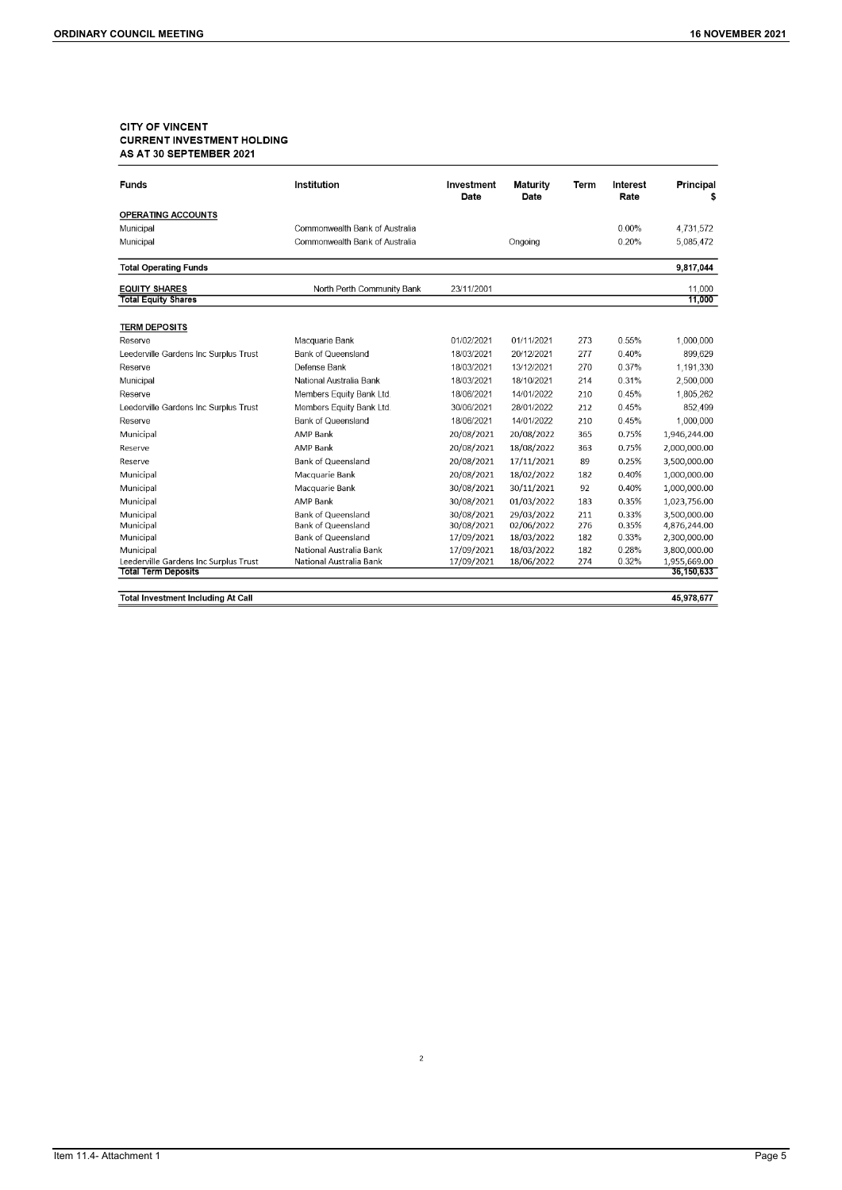**CITY OF VINCENT**
**CURRENT INVESTMENT HOLDING**
**AS AT 30 SEPTEMBER 2021**

| Funds | Institution | Investment Date | Maturity Date | Term | Interest Rate | Principal $ |
|---|---|---|---|---|---|---|
| **OPERATING ACCOUNTS** | | | | | | |
| Municipal | Commonwealth Bank of Australia | | | | 0.00% | 4,731,572 |
| Municipal | Commonwealth Bank of Australia | | Ongoing | | 0.20% | 5,085,472 |
| **Total Operating Funds** | | | | | | **9,817,044** |
| **EQUITY SHARES** | North Perth Community Bank | 23/11/2001 | | | | 11,000 |
| **Total Equity Shares** | | | | | | **11,000** |
| **TERM DEPOSITS** | | | | | | |
| Reserve | Macquarie Bank | 01/02/2021 | 01/11/2021 | 273 | 0.55% | 1,000,000 |
| Leederville Gardens Inc Surplus Trust | Bank of Queensland | 18/03/2021 | 20/12/2021 | 277 | 0.40% | 899,629 |
| Reserve | Defense Bank | 18/03/2021 | 13/12/2021 | 270 | 0.37% | 1,191,330 |
| Municipal | National Australia Bank | 18/03/2021 | 18/10/2021 | 214 | 0.31% | 2,500,000 |
| Reserve | Members Equity Bank Ltd. | 18/06/2021 | 14/01/2022 | 210 | 0.45% | 1,805,262 |
| Leederville Gardens Inc Surplus Trust | Members Equity Bank Ltd. | 30/06/2021 | 28/01/2022 | 212 | 0.45% | 852,499 |
| Reserve | Bank of Queensland | 18/06/2021 | 14/01/2022 | 210 | 0.45% | 1,000,000 |
| Municipal | AMP Bank | 20/08/2021 | 20/08/2022 | 365 | 0.75% | 1,946,244.00 |
| Reserve | AMP Bank | 20/08/2021 | 18/08/2022 | 363 | 0.75% | 2,000,000.00 |
| Reserve | Bank of Queensland | 20/08/2021 | 17/11/2021 | 89 | 0.25% | 3,500,000.00 |
| Municipal | Macquarie Bank | 20/08/2021 | 18/02/2022 | 182 | 0.40% | 1,000,000.00 |
| Municipal | Macquarie Bank | 30/08/2021 | 30/11/2021 | 92 | 0.40% | 1,000,000.00 |
| Municipal | AMP Bank | 30/08/2021 | 01/03/2022 | 183 | 0.35% | 1,023,756.00 |
| Municipal | Bank of Queensland | 30/08/2021 | 29/03/2022 | 211 | 0.33% | 3,500,000.00 |
| Municipal | Bank of Queensland | 30/08/2021 | 02/06/2022 | 276 | 0.35% | 4,876,244.00 |
| Municipal | Bank of Queensland | 17/09/2021 | 18/03/2022 | 182 | 0.33% | 2,300,000.00 |
| Municipal | National Australia Bank | 17/09/2021 | 18/03/2022 | 182 | 0.28% | 3,800,000.00 |
| Leederville Gardens Inc Surplus Trust | National Australia Bank | 17/09/2021 | 18/06/2022 | 274 | 0.32% | 1,955,669.00 |
| **Total Term Deposits** | | | | | | **36,150,633** |
| **Total Investment Including At Call** | | | | | | **45,978,677** |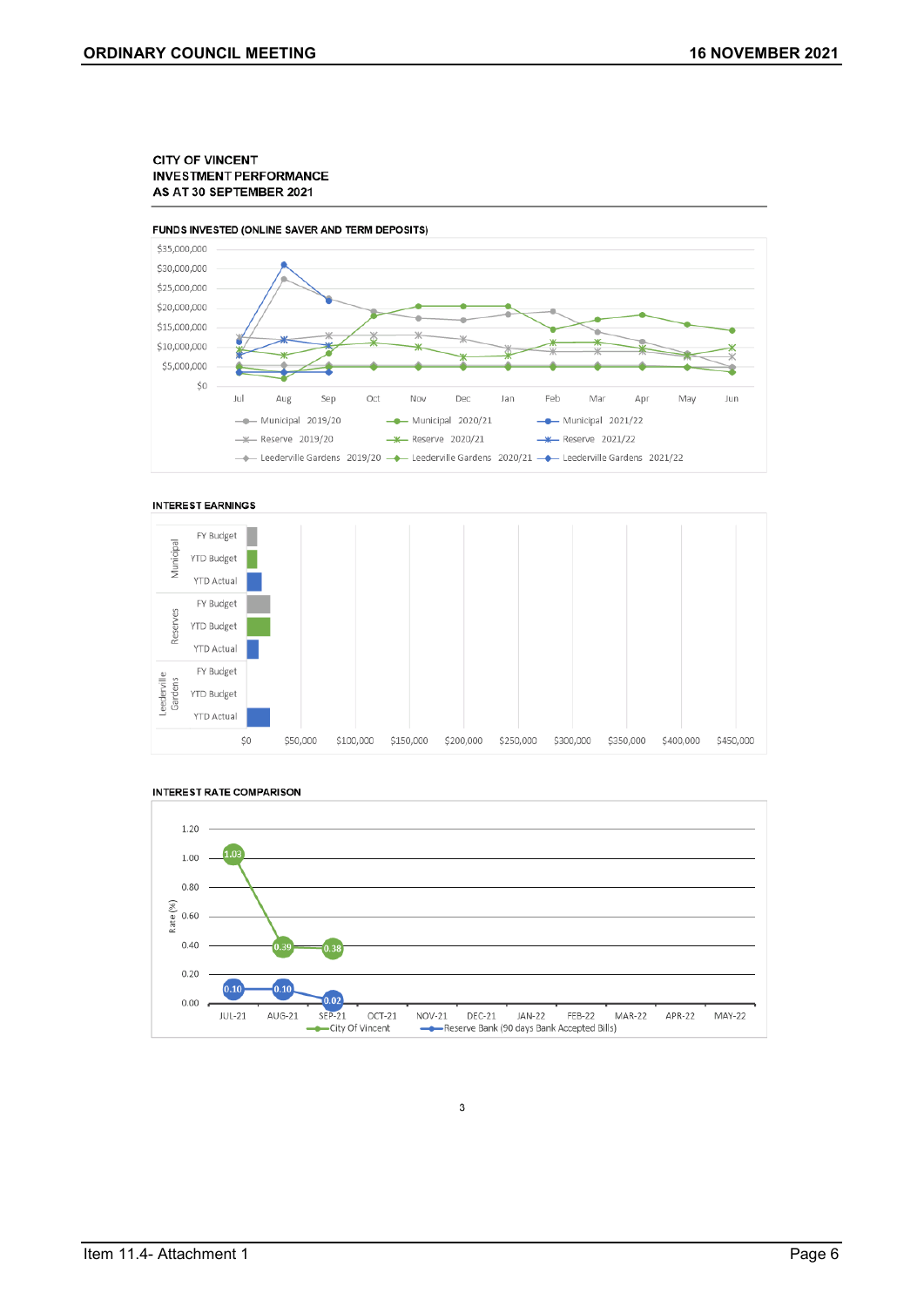CITY OF VINCENT
INVESTMENT PERFORMANCE
AS AT 30 SEPTEMBER 2021

FUNDS INVESTED (ONLINE SAVER AND TERM DEPOSITS)

INTEREST EARNINGS

INTEREST RATE COMPARISON

| | JUL-21 | AUG-21 | SEP-21 | OCT-21 | NOV-21 | DEC-21 | JAN-22 | FEB-22 | MAR-22 | APR-22 | MAY-22 |
|---|---|---|---|---|---|---|---|---|---|---|---|
| City Of Vincent | 1.03 | 0.39 | 0.38 | | | | | | | | |
| Reserve Bank (90 days Bank Accepted Bills) | 0.10 | 0.10 | 0.02 | | | | | | | | |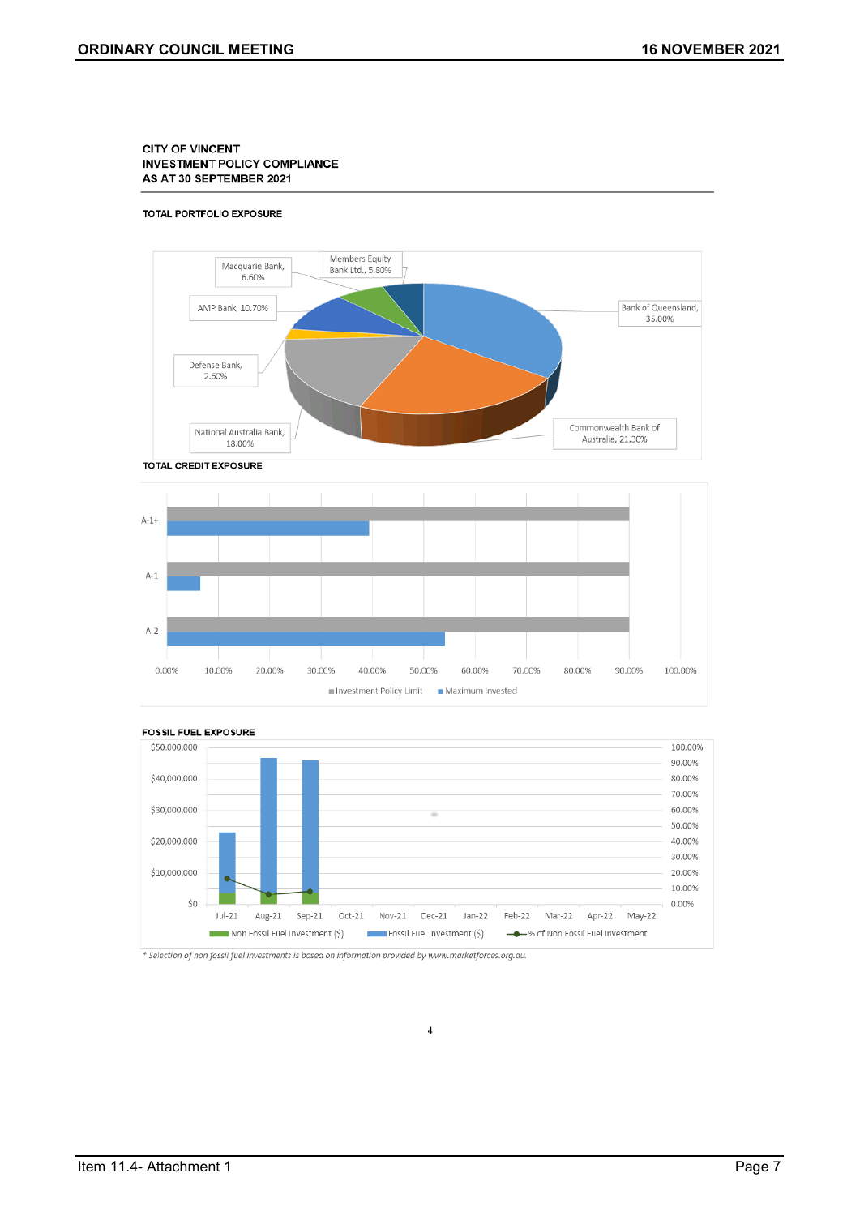CITY OF VINCENT
INVESTMENT POLICY COMPLIANCE
AS AT 30 SEPTEMBER 2021

TOTAL PORTFOLIO EXPOSURE

Macquarie Bank, 6.60%

Members Equity Bank Ltd., 5.80%

AMP Bank, 10.70%

Bank of Queensland, 35.00%

Defense Bank, 2.60%

National Australia Bank, 18.00%

Commonwealth Bank of Australia, 21.30%

TOTAL CREDIT EXPOSURE

A-1+

A-1

A-2

0.00% 10.00% 20.00% 30.00% 40.00% 50.00% 60.00% 70.00% 80.00% 90.00% 100.00%

Investment Policy Limit   Maximum Invested

FOSSIL FUEL EXPOSURE

$50,000,000 $40,000,000 $30,000,000 $20,000,000 $10,000,000 $0

100.00% 90.00% 80.00% 70.00% 60.00% 50.00% 40.00% 30.00% 20.00% 10.00% 0.00%

Jul-21 Aug-21 Sep-21 Oct-21 Nov-21 Dec-21 Jan-22 Feb-22 Mar-22 Apr-22 May-22

Non Fossil Fuel Investment ($)   Fossil Fuel Investment ($)   % of Non Fossil Fuel Investment

*\* Selection of non fossil fuel investments is based on information provided by www.marketforces.org.au.*

4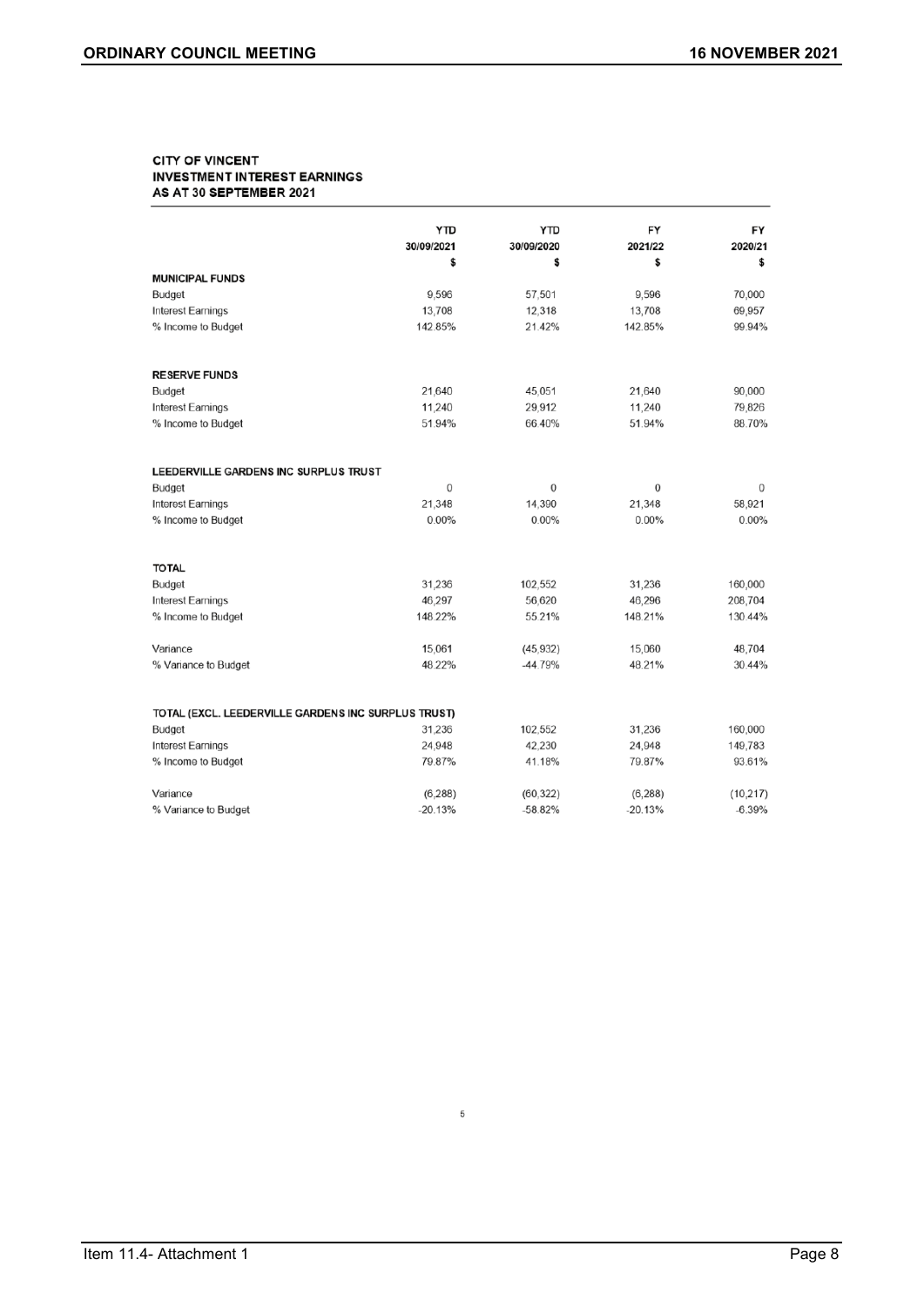**CITY OF VINCENT**
**INVESTMENT INTEREST EARNINGS**
**AS AT 30 SEPTEMBER 2021**

| | YTD 30/09/2021 $ | YTD 30/09/2020 $ | FY 2021/22 $ | FY 2020/21 $ |
|---|---|---|---|---|
| **MUNICIPAL FUNDS** | | | | |
| Budget | 9,596 | 57,501 | 9,596 | 70,000 |
| Interest Earnings | 13,708 | 12,318 | 13,708 | 69,957 |
| % Income to Budget | 142.85% | 21.42% | 142.85% | 99.94% |
| **RESERVE FUNDS** | | | | |
| Budget | 21,640 | 45,051 | 21,640 | 90,000 |
| Interest Earnings | 11,240 | 29,912 | 11,240 | 79,826 |
| % Income to Budget | 51.94% | 66.40% | 51.94% | 88.70% |
| **LEEDERVILLE GARDENS INC SURPLUS TRUST** | | | | |
| Budget | 0 | 0 | 0 | 0 |
| Interest Earnings | 21,348 | 14,390 | 21,348 | 58,921 |
| % Income to Budget | 0.00% | 0.00% | 0.00% | 0.00% |
| **TOTAL** | | | | |
| Budget | 31,236 | 102,552 | 31,236 | 160,000 |
| Interest Earnings | 46,297 | 56,620 | 46,296 | 208,704 |
| % Income to Budget | 148.22% | 55.21% | 148.21% | 130.44% |
| Variance | 15,061 | (45,932) | 15,060 | 48,704 |
| % Variance to Budget | 48.22% | -44.79% | 48.21% | 30.44% |
| **TOTAL (EXCL. LEEDERVILLE GARDENS INC SURPLUS TRUST)** | | | | |
| Budget | 31,236 | 102,552 | 31,236 | 160,000 |
| Interest Earnings | 24,948 | 42,230 | 24,948 | 149,783 |
| % Income to Budget | 79.87% | 41.18% | 79.87% | 93.61% |
| Variance | (6,288) | (60,322) | (6,288) | (10,217) |
| % Variance to Budget | -20.13% | -58.82% | -20.13% | -6.39% |